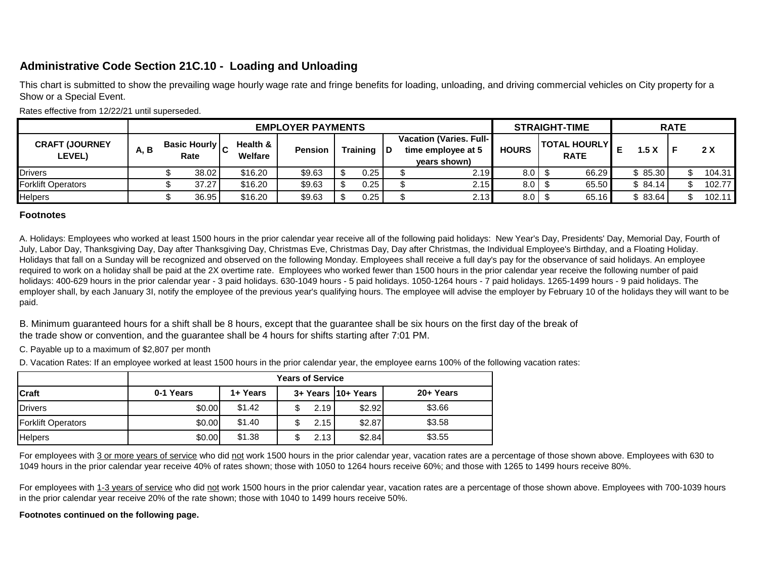## Administrative Code Section 21C.10 - Loading and Unloading

This chart is submitted to show the prevailing wage hourly wage rate and fringe benefits for loading, unloading, and driving commercial vehicles on City property for a Show or a Special Event.

Rates effective from 12/22/21 until superseded.

| | EMPLOYER PAYMENTS | | | | | | | | STRAIGHT-TIME | | RATE | | | |
|---|---|---|---|---|---|---|---|---|---|---|---|---|---|---|
| CRAFT (JOURNEY LEVEL) | A, B | Basic Hourly Rate | C | Health & Welfare | Pension | Training | D | Vacation (Varies. Full-time employee at 5 years shown) | HOURS | TOTAL HOURLY RATE | E | 1.5 X | F | 2 X |
| Drivers | | $ 38.02 | | $16.20 | $9.63 | $ 0.25 | | $ 2.19 | 8.0 | $ 66.29 | | $ 85.30 | | $ 104.31 |
| Forklift Operators | | $ 37.27 | | $16.20 | $9.63 | $ 0.25 | | $ 2.15 | 8.0 | $ 65.50 | | $ 84.14 | | $ 102.77 |
| Helpers | | $ 36.95 | | $16.20 | $9.63 | $ 0.25 | | $ 2.13 | 8.0 | $ 65.16 | | $ 83.64 | | $ 102.11 |

**Footnotes**

A. Holidays: Employees who worked at least 1500 hours in the prior calendar year receive all of the following paid holidays: New Year's Day, Presidents' Day, Memorial Day, Fourth of July, Labor Day, Thanksgiving Day, Day after Thanksgiving Day, Christmas Eve, Christmas Day, Day after Christmas, the Individual Employee's Birthday, and a Floating Holiday. Holidays that fall on a Sunday will be recognized and observed on the following Monday. Employees shall receive a full day's pay for the observance of said holidays. An employee required to work on a holiday shall be paid at the 2X overtime rate. Employees who worked fewer than 1500 hours in the prior calendar year receive the following number of paid holidays: 400-629 hours in the prior calendar year - 3 paid holidays. 630-1049 hours - 5 paid holidays. 1050-1264 hours - 7 paid holidays. 1265-1499 hours - 9 paid holidays. The employer shall, by each January 3I, notify the employee of the previous year's qualifying hours. The employee will advise the employer by February 10 of the holidays they will want to be paid.

B. Minimum guaranteed hours for a shift shall be 8 hours, except that the guarantee shall be six hours on the first day of the break of the trade show or convention, and the guarantee shall be 4 hours for shifts starting after 7:01 PM.

C. Payable up to a maximum of $2,807 per month

D. Vacation Rates: If an employee worked at least 1500 hours in the prior calendar year, the employee earns 100% of the following vacation rates:

| | Years of Service | | | | |
|---|---|---|---|---|---|
| Craft | 0-1 Years | 1+ Years | 3+ Years | 10+ Years | 20+ Years |
| Drivers | $0.00 | $1.42 | $ 2.19 | $2.92 | $3.66 |
| Forklift Operators | $0.00 | $1.40 | $ 2.15 | $2.87 | $3.58 |
| Helpers | $0.00 | $1.38 | $ 2.13 | $2.84 | $3.55 |

For employees with <u>3 or more years of service</u> who did <u>not</u> work 1500 hours in the prior calendar year, vacation rates are a percentage of those shown above. Employees with 630 to 1049 hours in the prior calendar year receive 40% of rates shown; those with 1050 to 1264 hours receive 60%; and those with 1265 to 1499 hours receive 80%.

For employees with <u>1-3 years of service</u> who did <u>not</u> work 1500 hours in the prior calendar year, vacation rates are a percentage of those shown above. Employees with 700-1039 hours in the prior calendar year receive 20% of the rate shown; those with 1040 to 1499 hours receive 50%.

**Footnotes continued on the following page.**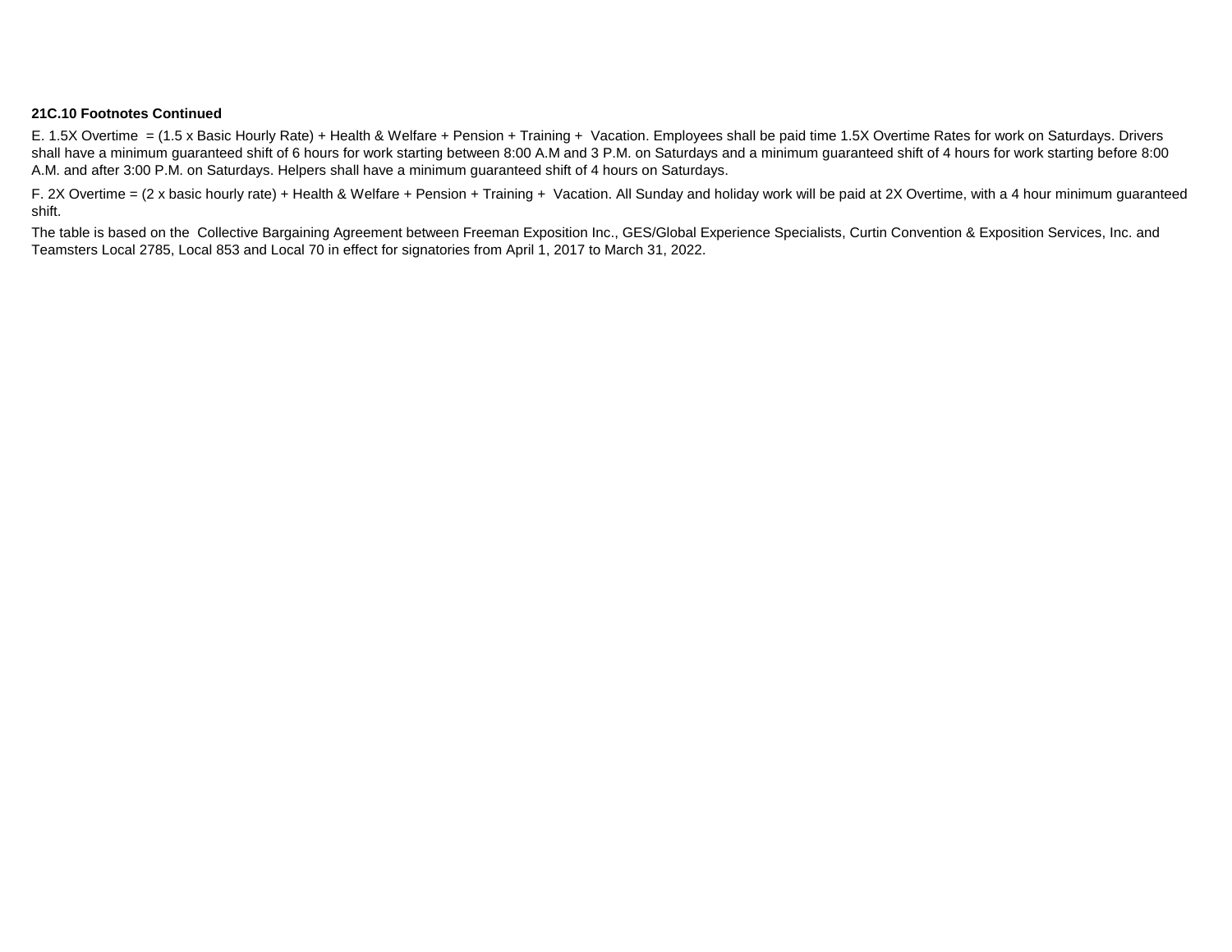**21C.10 Footnotes Continued**

E. 1.5X Overtime = (1.5 x Basic Hourly Rate) + Health & Welfare + Pension + Training + Vacation. Employees shall be paid time 1.5X Overtime Rates for work on Saturdays. Drivers shall have a minimum guaranteed shift of 6 hours for work starting between 8:00 A.M and 3 P.M. on Saturdays and a minimum guaranteed shift of 4 hours for work starting before 8:00 A.M. and after 3:00 P.M. on Saturdays. Helpers shall have a minimum guaranteed shift of 4 hours on Saturdays.

F. 2X Overtime = (2 x basic hourly rate) + Health & Welfare + Pension + Training + Vacation. All Sunday and holiday work will be paid at 2X Overtime, with a 4 hour minimum guaranteed shift.

The table is based on the Collective Bargaining Agreement between Freeman Exposition Inc., GES/Global Experience Specialists, Curtin Convention & Exposition Services, Inc. and Teamsters Local 2785, Local 853 and Local 70 in effect for signatories from April 1, 2017 to March 31, 2022.